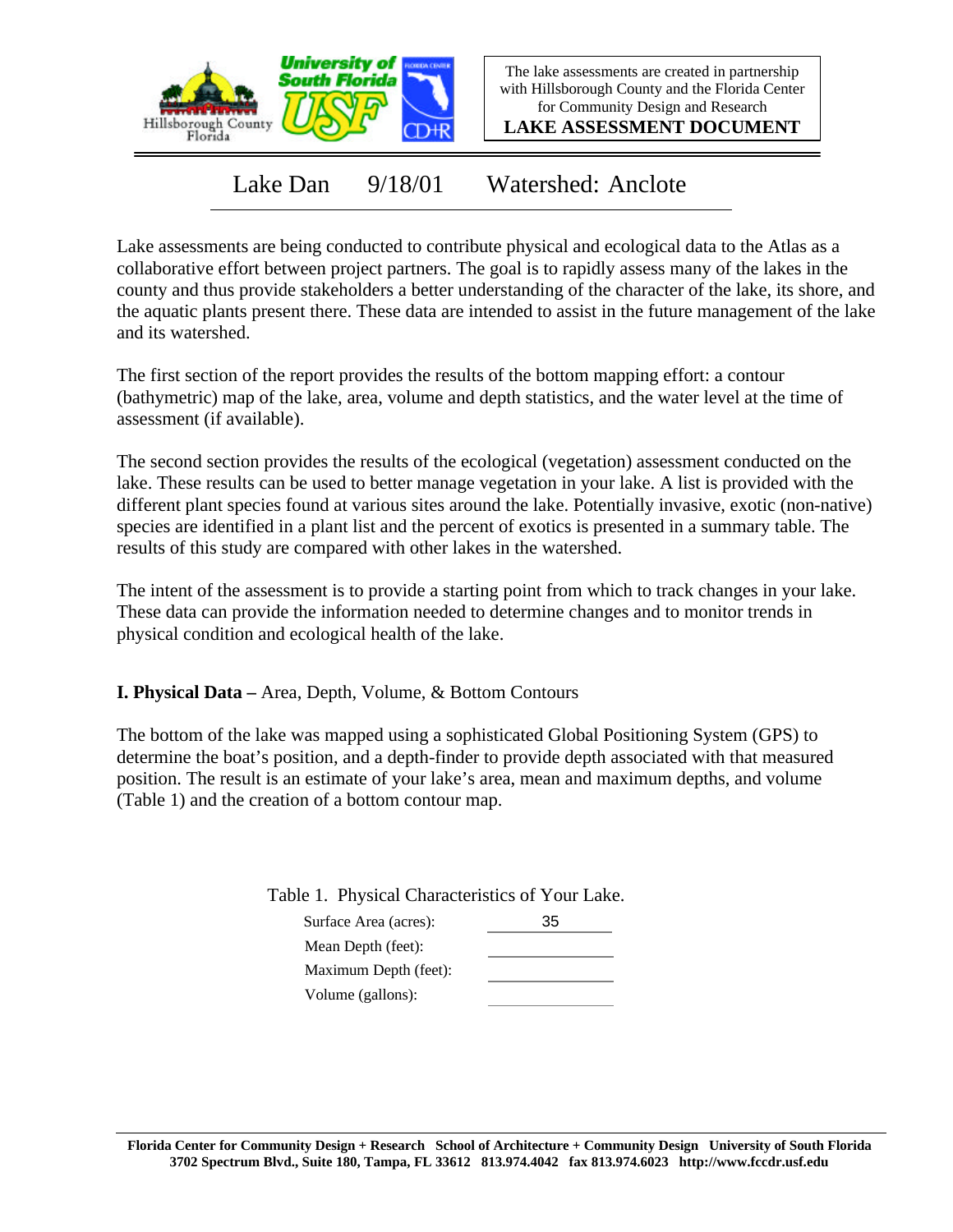The lake assessments are created in partnership with Hillsborough County and the Florida Center for Community Design and Research

**LAKE ASSESSMENT DOCUMENT**

# Lake Dan 9/18/01 Watershed: Anclote

Lake assessments are being conducted to contribute physical and ecological data to the Atlas as a collaborative effort between project partners. The goal is to rapidly assess many of the lakes in the county and thus provide stakeholders a better understanding of the character of the lake, its shore, and the aquatic plants present there. These data are intended to assist in the future management of the lake and its watershed.

The first section of the report provides the results of the bottom mapping effort: a contour (bathymetric) map of the lake, area, volume and depth statistics, and the water level at the time of assessment (if available).

The second section provides the results of the ecological (vegetation) assessment conducted on the lake. These results can be used to better manage vegetation in your lake. A list is provided with the different plant species found at various sites around the lake. Potentially invasive, exotic (non-native) species are identified in a plant list and the percent of exotics is presented in a summary table. The results of this study are compared with other lakes in the watershed.

The intent of the assessment is to provide a starting point from which to track changes in your lake. These data can provide the information needed to determine changes and to monitor trends in physical condition and ecological health of the lake.

## I. Physical Data – Area, Depth, Volume, & Bottom Contours

The bottom of the lake was mapped using a sophisticated Global Positioning System (GPS) to determine the boat's position, and a depth-finder to provide depth associated with that measured position. The result is an estimate of your lake's area, mean and maximum depths, and volume (Table 1) and the creation of a bottom contour map.

Table 1. Physical Characteristics of Your Lake.

| Characteristic | Value |
|---|---|
| Surface Area (acres): | 35 |
| Mean Depth (feet): | |
| Maximum Depth (feet): | |
| Volume (gallons): | |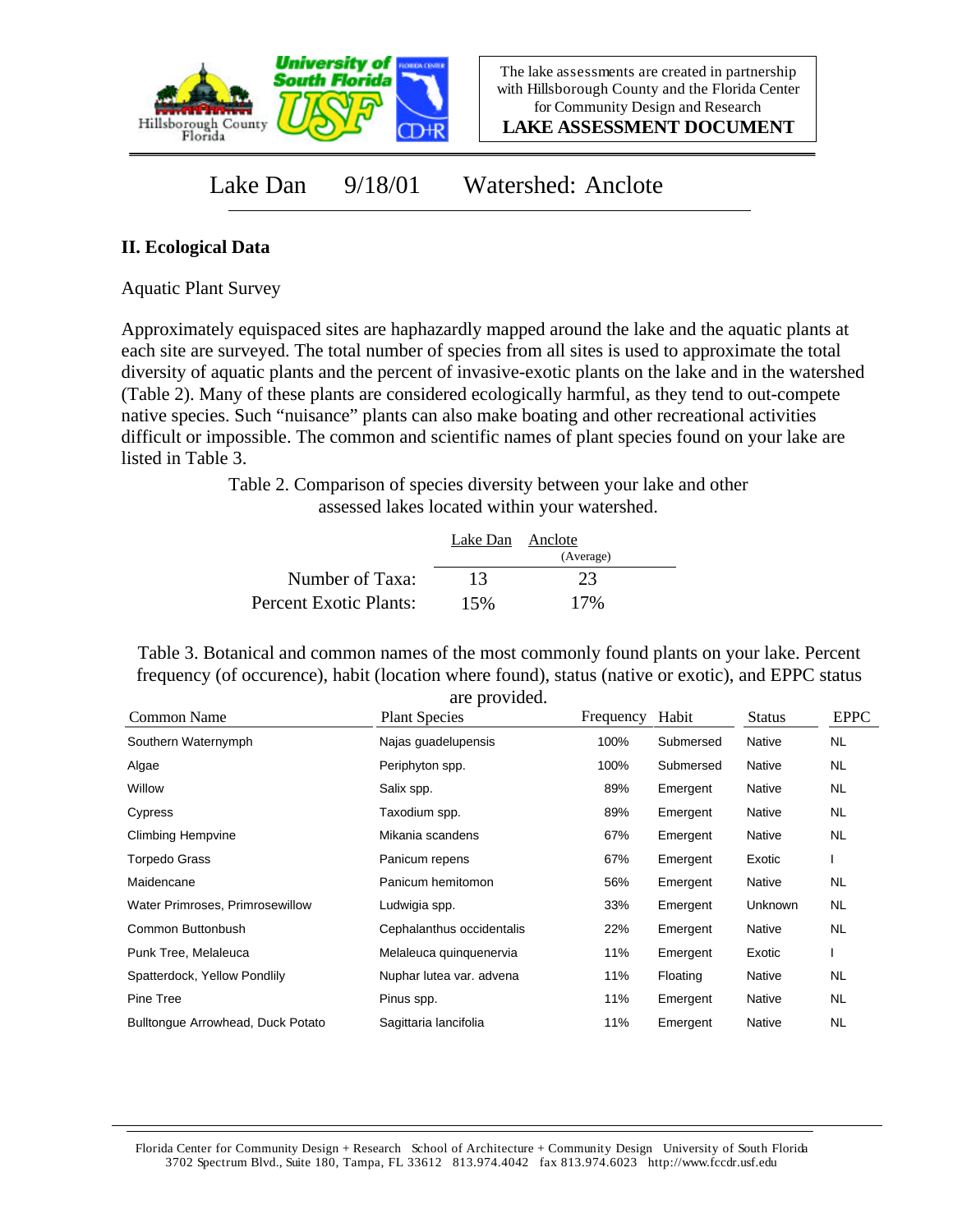The lake assessments are created in partnership with Hillsborough County and the Florida Center for Community Design and Research

**LAKE ASSESSMENT DOCUMENT**

# Lake Dan 9/18/01 Watershed: Anclote

## II. Ecological Data

Aquatic Plant Survey

Approximately equispaced sites are haphazardly mapped around the lake and the aquatic plants at each site are surveyed. The total number of species from all sites is used to approximate the total diversity of aquatic plants and the percent of invasive-exotic plants on the lake and in the watershed (Table 2). Many of these plants are considered ecologically harmful, as they tend to out-compete native species. Such "nuisance" plants can also make boating and other recreational activities difficult or impossible. The common and scientific names of plant species found on your lake are listed in Table 3.

Table 2. Comparison of species diversity between your lake and other assessed lakes located within your watershed.

| | Lake Dan | Anclote (Average) |
|---|---|---|
| Number of Taxa: | 13 | 23 |
| Percent Exotic Plants: | 15% | 17% |

Table 3. Botanical and common names of the most commonly found plants on your lake. Percent frequency (of occurence), habit (location where found), status (native or exotic), and EPPC status are provided.

| Common Name | Plant Species | Frequency | Habit | Status | EPPC |
|---|---|---|---|---|---|
| Southern Waternymph | Najas guadelupensis | 100% | Submersed | Native | NL |
| Algae | Periphyton spp. | 100% | Submersed | Native | NL |
| Willow | Salix spp. | 89% | Emergent | Native | NL |
| Cypress | Taxodium spp. | 89% | Emergent | Native | NL |
| Climbing Hempvine | Mikania scandens | 67% | Emergent | Native | NL |
| Torpedo Grass | Panicum repens | 67% | Emergent | Exotic | I |
| Maidencane | Panicum hemitomon | 56% | Emergent | Native | NL |
| Water Primroses, Primrosewillow | Ludwigia spp. | 33% | Emergent | Unknown | NL |
| Common Buttonbush | Cephalanthus occidentalis | 22% | Emergent | Native | NL |
| Punk Tree, Melaleuca | Melaleuca quinquenervia | 11% | Emergent | Exotic | I |
| Spatterdock, Yellow Pondlily | Nuphar lutea var. advena | 11% | Floating | Native | NL |
| Pine Tree | Pinus spp. | 11% | Emergent | Native | NL |
| Bulltongue Arrowhead, Duck Potato | Sagittaria lancifolia | 11% | Emergent | Native | NL |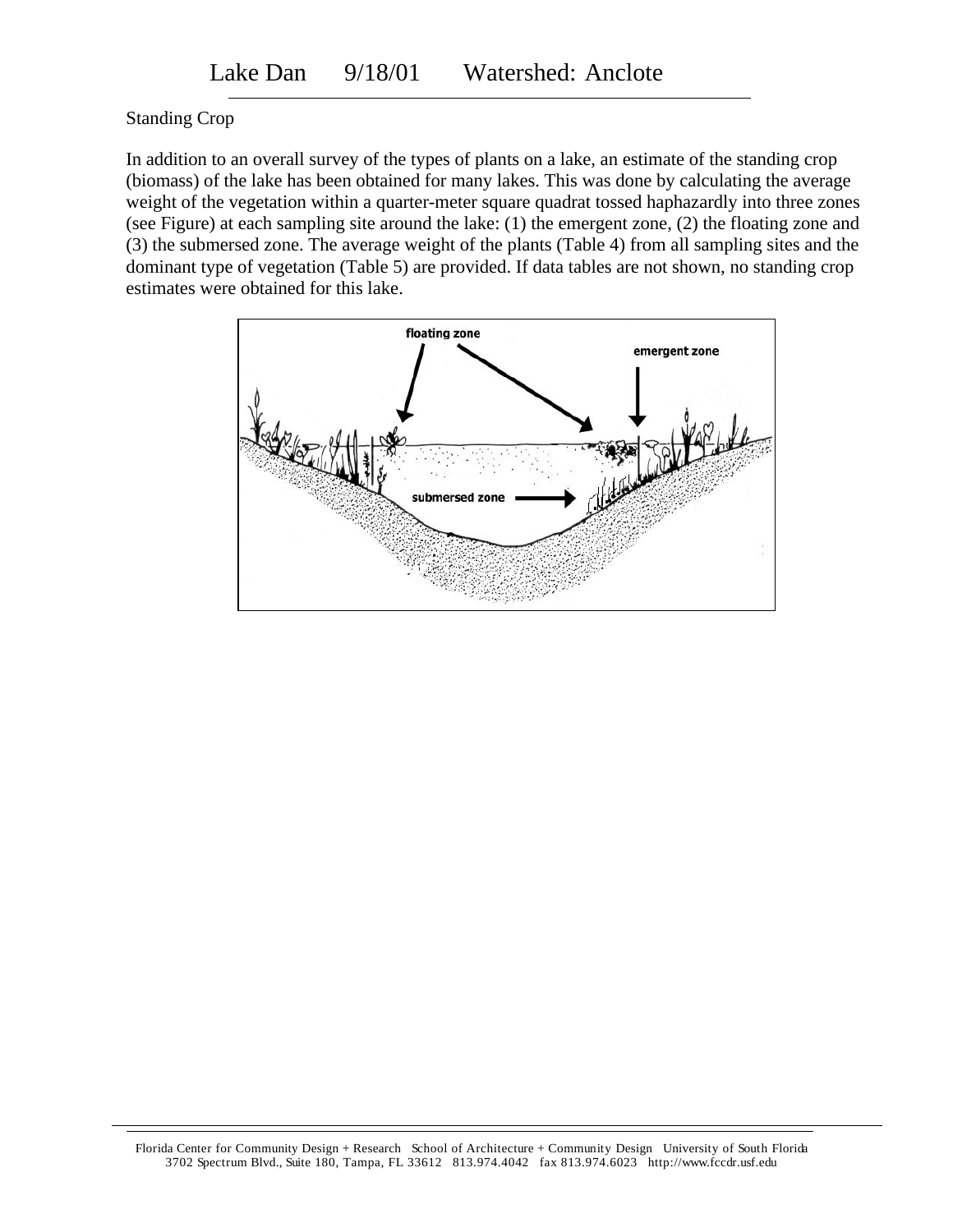Standing Crop

In addition to an overall survey of the types of plants on a lake, an estimate of the standing crop (biomass) of the lake has been obtained for many lakes. This was done by calculating the average weight of the vegetation within a quarter-meter square quadrat tossed haphazardly into three zones (see Figure) at each sampling site around the lake: (1) the emergent zone, (2) the floating zone and (3) the submersed zone. The average weight of the plants (Table 4) from all sampling sites and the dominant type of vegetation (Table 5) are provided. If data tables are not shown, no standing crop estimates were obtained for this lake.

floating zone

emergent zone

submersed zone